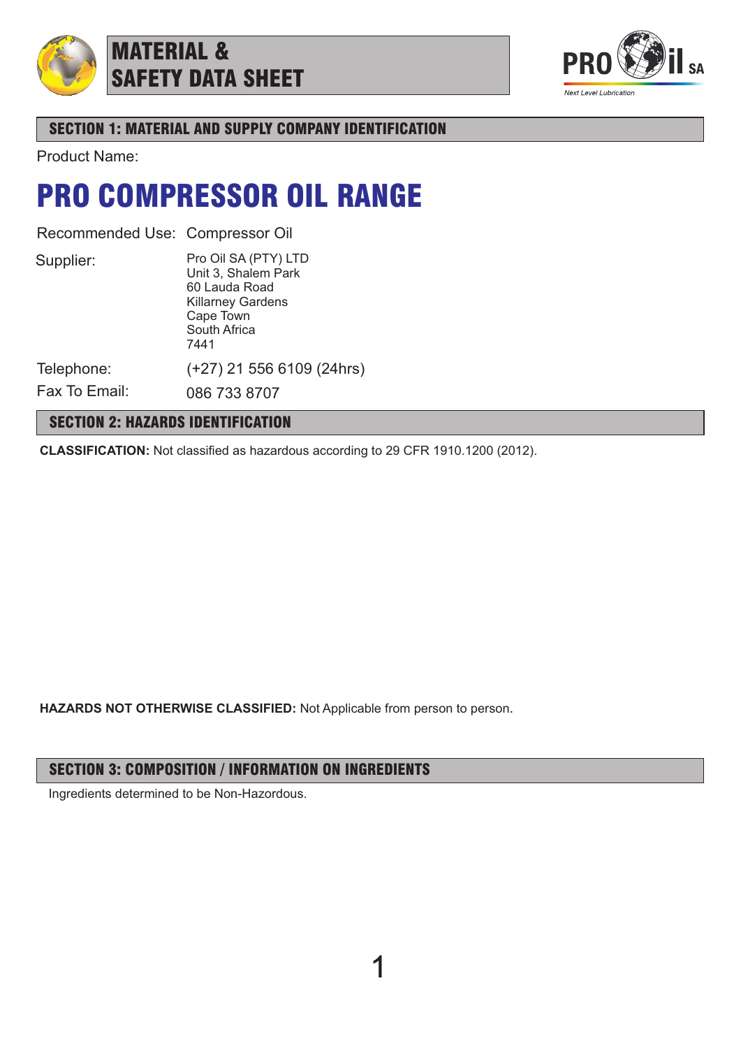# MATERIAL & SAFETY DATA SHEET

PRO il SA

*Next Level Lubrication*

## SECTION 1: MATERIAL AND SUPPLY COMPANY IDENTIFICATION

Product Name:

# PRO COMPRESSOR OIL RANGE

Recommended Use: Compressor Oil

Supplier:
Pro Oil SA (PTY) LTD
Unit 3, Shalem Park
60 Lauda Road
Killarney Gardens
Cape Town
South Africa
7441

Telephone: (+27) 21 556 6109 (24hrs)

Fax To Email: 086 733 8707

## SECTION 2: HAZARDS IDENTIFICATION

**CLASSIFICATION:** Not classified as hazardous according to 29 CFR 1910.1200 (2012).

**HAZARDS NOT OTHERWISE CLASSIFIED:** Not Applicable from person to person.

## SECTION 3: COMPOSITION / INFORMATION ON INGREDIENTS

Ingredients determined to be Non-Hazordous.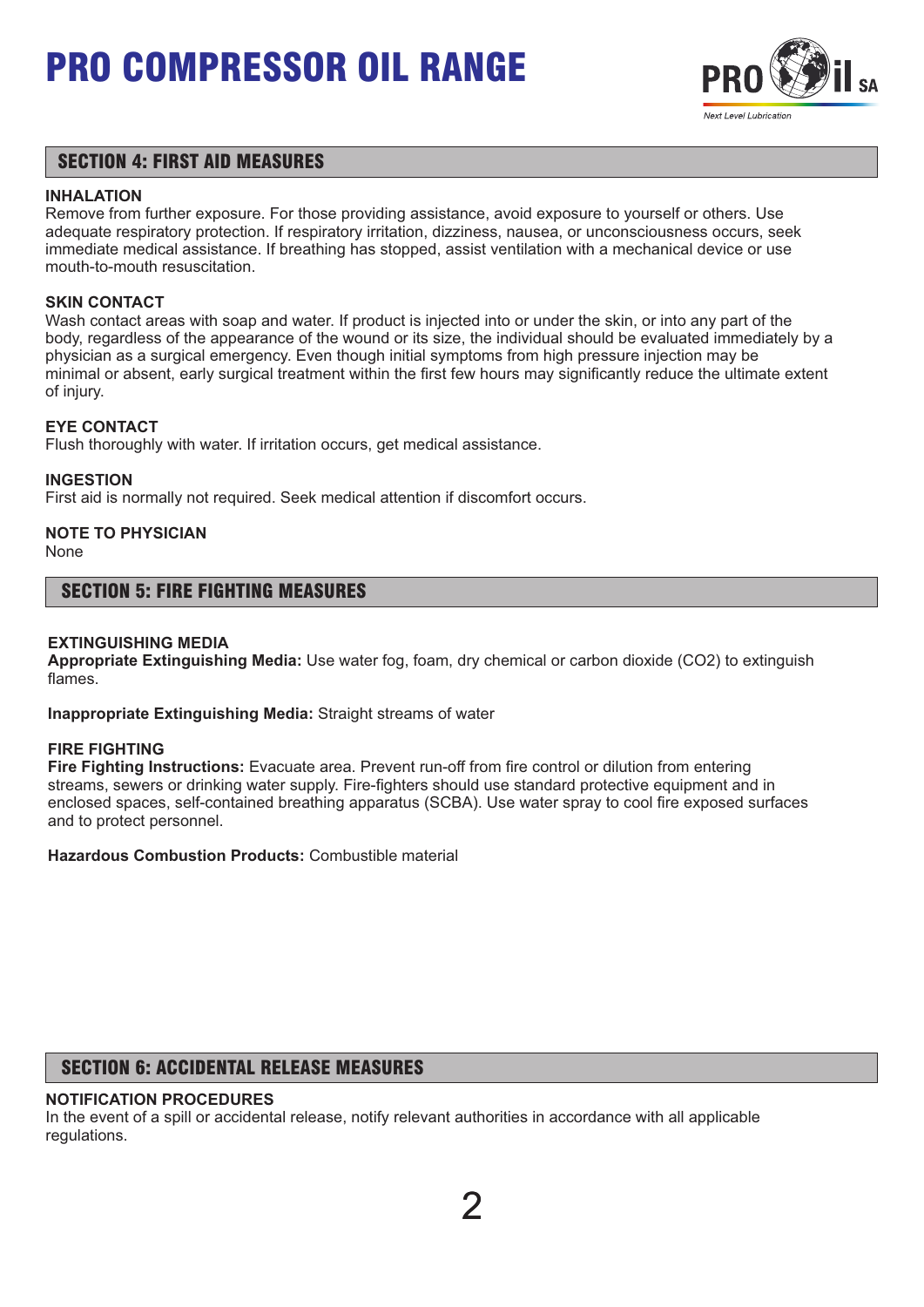## SECTION 4: FIRST AID MEASURES

**INHALATION**
Remove from further exposure. For those providing assistance, avoid exposure to yourself or others. Use adequate respiratory protection. If respiratory irritation, dizziness, nausea, or unconsciousness occurs, seek immediate medical assistance. If breathing has stopped, assist ventilation with a mechanical device or use mouth-to-mouth resuscitation.

**SKIN CONTACT**
Wash contact areas with soap and water. If product is injected into or under the skin, or into any part of the body, regardless of the appearance of the wound or its size, the individual should be evaluated immediately by a physician as a surgical emergency. Even though initial symptoms from high pressure injection may be minimal or absent, early surgical treatment within the first few hours may significantly reduce the ultimate extent of injury.

**EYE CONTACT**
Flush thoroughly with water. If irritation occurs, get medical assistance.

**INGESTION**
First aid is normally not required. Seek medical attention if discomfort occurs.

**NOTE TO PHYSICIAN**
None

## SECTION 5: FIRE FIGHTING MEASURES

**EXTINGUISHING MEDIA**
**Appropriate Extinguishing Media:** Use water fog, foam, dry chemical or carbon dioxide ($CO_2$) to extinguish flames.

**Inappropriate Extinguishing Media:** Straight streams of water

**FIRE FIGHTING**
**Fire Fighting Instructions:** Evacuate area. Prevent run-off from fire control or dilution from entering streams, sewers or drinking water supply. Fire-fighters should use standard protective equipment and in enclosed spaces, self-contained breathing apparatus (SCBA). Use water spray to cool fire exposed surfaces and to protect personnel.

**Hazardous Combustion Products:** Combustible material

## SECTION 6: ACCIDENTAL RELEASE MEASURES

**NOTIFICATION PROCEDURES**
In the event of a spill or accidental release, notify relevant authorities in accordance with all applicable regulations.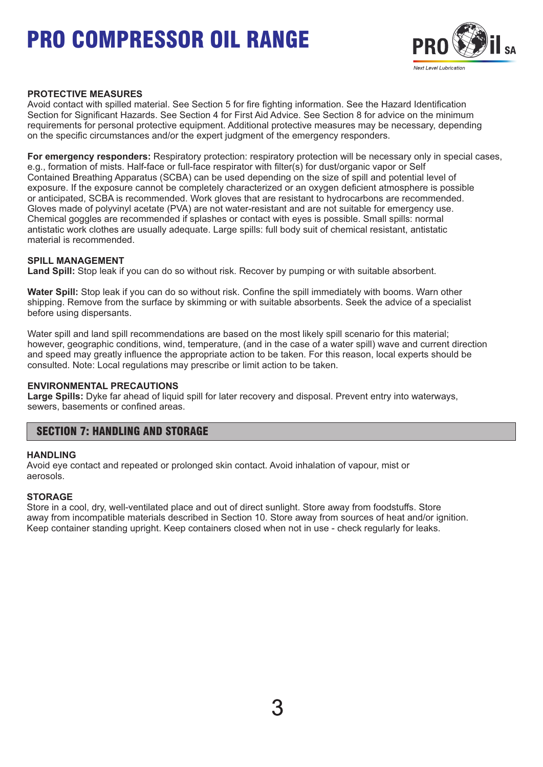**PROTECTIVE MEASURES**
Avoid contact with spilled material. See Section 5 for fire fighting information. See the Hazard Identification Section for Significant Hazards. See Section 4 for First Aid Advice. See Section 8 for advice on the minimum requirements for personal protective equipment. Additional protective measures may be necessary, depending on the specific circumstances and/or the expert judgment of the emergency responders.

**For emergency responders:** Respiratory protection: respiratory protection will be necessary only in special cases, e.g., formation of mists. Half-face or full-face respirator with filter(s) for dust/organic vapor or Self Contained Breathing Apparatus (SCBA) can be used depending on the size of spill and potential level of exposure. If the exposure cannot be completely characterized or an oxygen deficient atmosphere is possible or anticipated, SCBA is recommended. Work gloves that are resistant to hydrocarbons are recommended. Gloves made of polyvinyl acetate (PVA) are not water-resistant and are not suitable for emergency use. Chemical goggles are recommended if splashes or contact with eyes is possible. Small spills: normal antistatic work clothes are usually adequate. Large spills: full body suit of chemical resistant, antistatic material is recommended.

**SPILL MANAGEMENT**
**Land Spill:** Stop leak if you can do so without risk. Recover by pumping or with suitable absorbent.

**Water Spill:** Stop leak if you can do so without risk. Confine the spill immediately with booms. Warn other shipping. Remove from the surface by skimming or with suitable absorbents. Seek the advice of a specialist before using dispersants.

Water spill and land spill recommendations are based on the most likely spill scenario for this material; however, geographic conditions, wind, temperature, (and in the case of a water spill) wave and current direction and speed may greatly influence the appropriate action to be taken. For this reason, local experts should be consulted. Note: Local regulations may prescribe or limit action to be taken.

**ENVIRONMENTAL PRECAUTIONS**
**Large Spills:** Dyke far ahead of liquid spill for later recovery and disposal. Prevent entry into waterways, sewers, basements or confined areas.

## SECTION 7: HANDLING AND STORAGE

**HANDLING**
Avoid eye contact and repeated or prolonged skin contact. Avoid inhalation of vapour, mist or aerosols.

**STORAGE**
Store in a cool, dry, well-ventilated place and out of direct sunlight. Store away from foodstuffs. Store away from incompatible materials described in Section 10. Store away from sources of heat and/or ignition. Keep container standing upright. Keep containers closed when not in use - check regularly for leaks.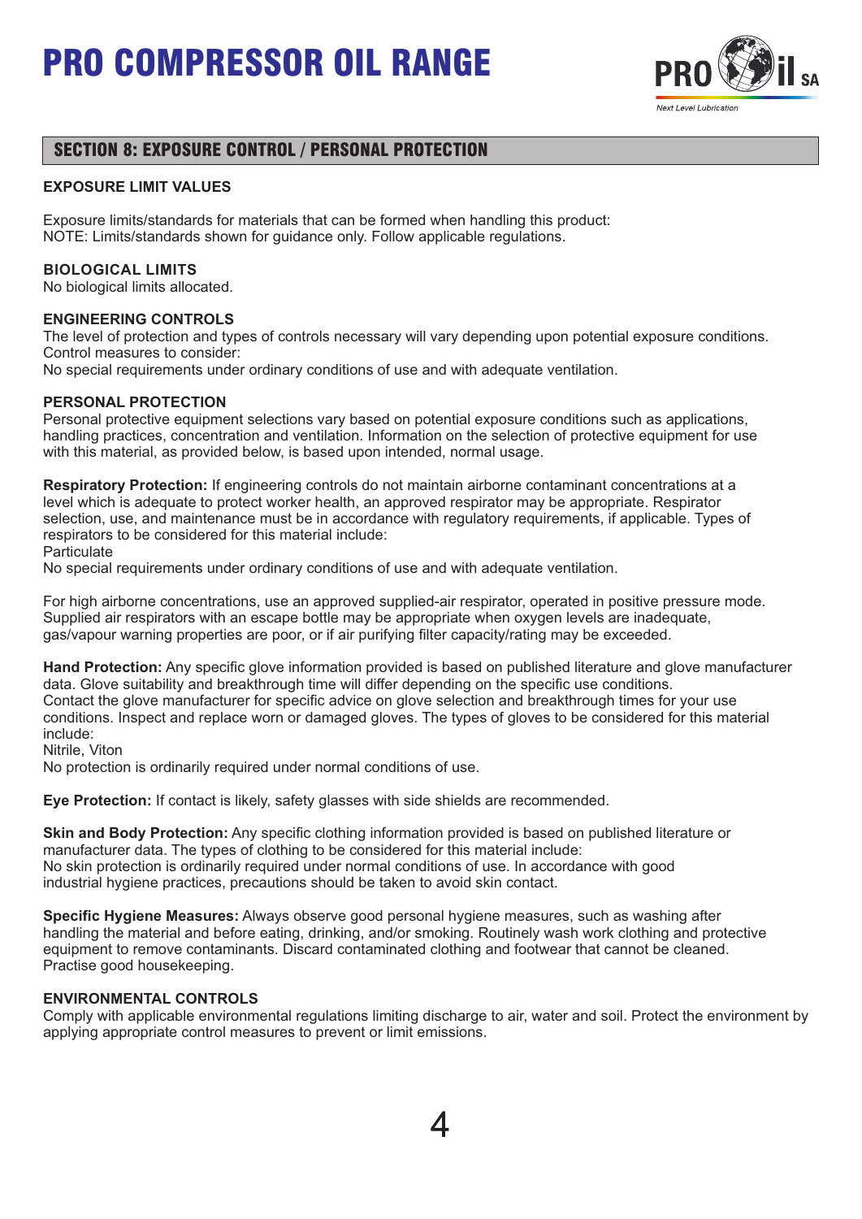## SECTION 8: EXPOSURE CONTROL / PERSONAL PROTECTION

### EXPOSURE LIMIT VALUES

Exposure limits/standards for materials that can be formed when handling this product:
NOTE: Limits/standards shown for guidance only. Follow applicable regulations.

### BIOLOGICAL LIMITS

No biological limits allocated.

### ENGINEERING CONTROLS

The level of protection and types of controls necessary will vary depending upon potential exposure conditions.
Control measures to consider:
No special requirements under ordinary conditions of use and with adequate ventilation.

### PERSONAL PROTECTION

Personal protective equipment selections vary based on potential exposure conditions such as applications, handling practices, concentration and ventilation. Information on the selection of protective equipment for use with this material, as provided below, is based upon intended, normal usage.

**Respiratory Protection:** If engineering controls do not maintain airborne contaminant concentrations at a level which is adequate to protect worker health, an approved respirator may be appropriate. Respirator selection, use, and maintenance must be in accordance with regulatory requirements, if applicable. Types of respirators to be considered for this material include:
Particulate
No special requirements under ordinary conditions of use and with adequate ventilation.

For high airborne concentrations, use an approved supplied-air respirator, operated in positive pressure mode. Supplied air respirators with an escape bottle may be appropriate when oxygen levels are inadequate, gas/vapour warning properties are poor, or if air purifying filter capacity/rating may be exceeded.

**Hand Protection:** Any specific glove information provided is based on published literature and glove manufacturer data. Glove suitability and breakthrough time will differ depending on the specific use conditions.
Contact the glove manufacturer for specific advice on glove selection and breakthrough times for your use conditions. Inspect and replace worn or damaged gloves. The types of gloves to be considered for this material include:
Nitrile, Viton
No protection is ordinarily required under normal conditions of use.

**Eye Protection:** If contact is likely, safety glasses with side shields are recommended.

**Skin and Body Protection:** Any specific clothing information provided is based on published literature or manufacturer data. The types of clothing to be considered for this material include:
No skin protection is ordinarily required under normal conditions of use. In accordance with good industrial hygiene practices, precautions should be taken to avoid skin contact.

**Specific Hygiene Measures:** Always observe good personal hygiene measures, such as washing after handling the material and before eating, drinking, and/or smoking. Routinely wash work clothing and protective equipment to remove contaminants. Discard contaminated clothing and footwear that cannot be cleaned.
Practise good housekeeping.

### ENVIRONMENTAL CONTROLS

Comply with applicable environmental regulations limiting discharge to air, water and soil. Protect the environment by applying appropriate control measures to prevent or limit emissions.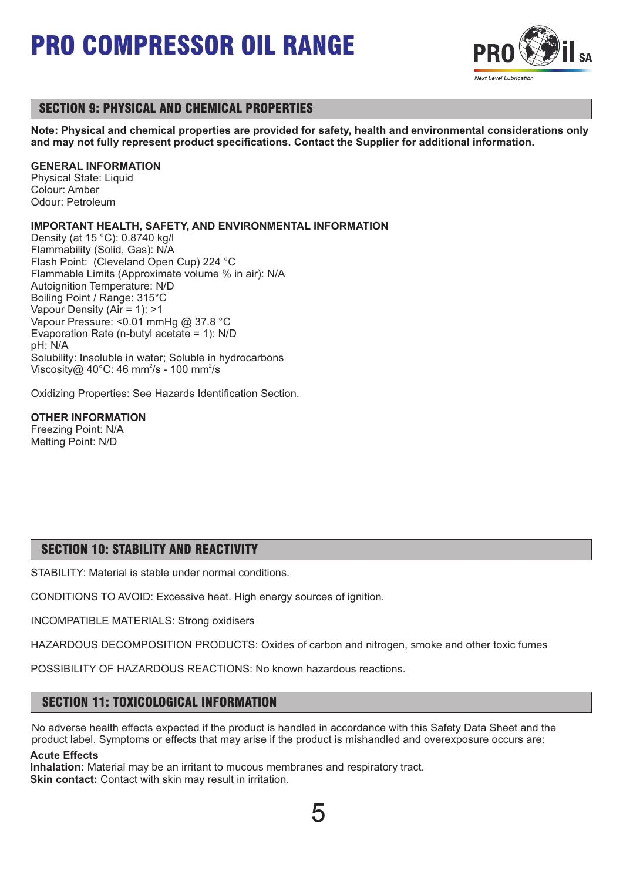## SECTION 9: PHYSICAL AND CHEMICAL PROPERTIES

**Note: Physical and chemical properties are provided for safety, health and environmental considerations only and may not fully represent product specifications. Contact the Supplier for additional information.**

**GENERAL INFORMATION**
Physical State: Liquid
Colour: Amber
Odour: Petroleum

**IMPORTANT HEALTH, SAFETY, AND ENVIRONMENTAL INFORMATION**
Density (at 15 °C): 0.8740 kg/l
Flammability (Solid, Gas): N/A
Flash Point: (Cleveland Open Cup) 224 °C
Flammable Limits (Approximate volume % in air): N/A
Autoignition Temperature: N/D
Boiling Point / Range: 315°C
Vapour Density (Air = 1): >1
Vapour Pressure: <0.01 mmHg @ 37.8 °C
Evaporation Rate (n-butyl acetate = 1): N/D
pH: N/A
Solubility: Insoluble in water; Soluble in hydrocarbons
Viscosity@ 40°C: 46 $mm^2/s$ - 100 $mm^2/s$

Oxidizing Properties: See Hazards Identification Section.

**OTHER INFORMATION**
Freezing Point: N/A
Melting Point: N/D

## SECTION 10: STABILITY AND REACTIVITY

STABILITY: Material is stable under normal conditions.

CONDITIONS TO AVOID: Excessive heat. High energy sources of ignition.

INCOMPATIBLE MATERIALS: Strong oxidisers

HAZARDOUS DECOMPOSITION PRODUCTS: Oxides of carbon and nitrogen, smoke and other toxic fumes

POSSIBILITY OF HAZARDOUS REACTIONS: No known hazardous reactions.

## SECTION 11: TOXICOLOGICAL INFORMATION

No adverse health effects expected if the product is handled in accordance with this Safety Data Sheet and the product label. Symptoms or effects that may arise if the product is mishandled and overexposure occurs are:

**Acute Effects**
**Inhalation:** Material may be an irritant to mucous membranes and respiratory tract.
**Skin contact:** Contact with skin may result in irritation.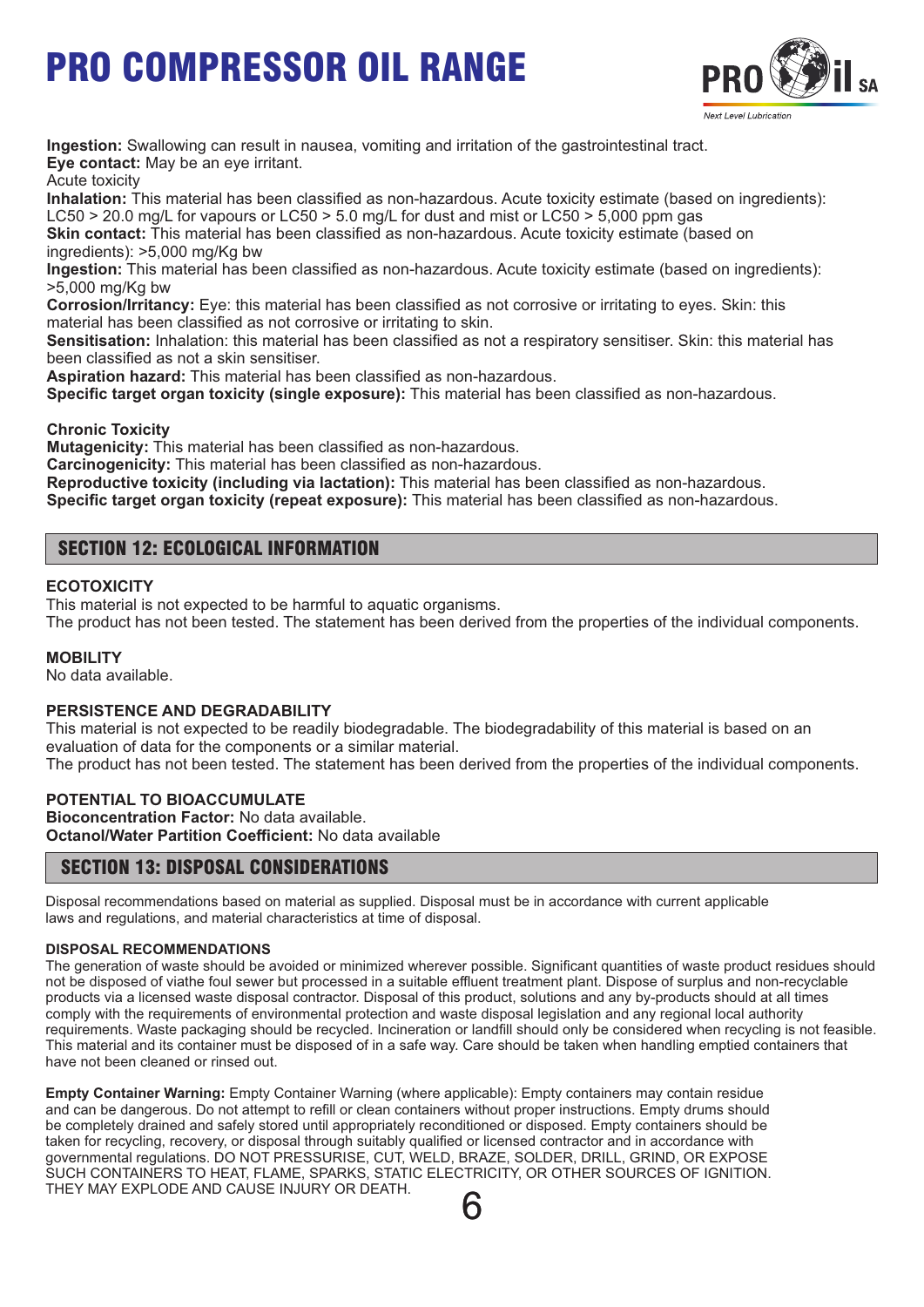**Ingestion:** Swallowing can result in nausea, vomiting and irritation of the gastrointestinal tract.
**Eye contact:** May be an eye irritant.
Acute toxicity
**Inhalation:** This material has been classified as non-hazardous. Acute toxicity estimate (based on ingredients): LC50 > 20.0 mg/L for vapours or LC50 > 5.0 mg/L for dust and mist or LC50 > 5,000 ppm gas
**Skin contact:** This material has been classified as non-hazardous. Acute toxicity estimate (based on ingredients): >5,000 mg/Kg bw
**Ingestion:** This material has been classified as non-hazardous. Acute toxicity estimate (based on ingredients): >5,000 mg/Kg bw
**Corrosion/Irritancy:** Eye: this material has been classified as not corrosive or irritating to eyes. Skin: this material has been classified as not corrosive or irritating to skin.
**Sensitisation:** Inhalation: this material has been classified as not a respiratory sensitiser. Skin: this material has been classified as not a skin sensitiser.
**Aspiration hazard:** This material has been classified as non-hazardous.
**Specific target organ toxicity (single exposure):** This material has been classified as non-hazardous.

**Chronic Toxicity**
**Mutagenicity:** This material has been classified as non-hazardous.
**Carcinogenicity:** This material has been classified as non-hazardous.
**Reproductive toxicity (including via lactation):** This material has been classified as non-hazardous.
**Specific target organ toxicity (repeat exposure):** This material has been classified as non-hazardous.

## SECTION 12: ECOLOGICAL INFORMATION

**ECOTOXICITY**
This material is not expected to be harmful to aquatic organisms.
The product has not been tested. The statement has been derived from the properties of the individual components.

**MOBILITY**
No data available.

**PERSISTENCE AND DEGRADABILITY**
This material is not expected to be readily biodegradable. The biodegradability of this material is based on an evaluation of data for the components or a similar material.
The product has not been tested. The statement has been derived from the properties of the individual components.

**POTENTIAL TO BIOACCUMULATE**
**Bioconcentration Factor:** No data available.
**Octanol/Water Partition Coefficient:** No data available

## SECTION 13: DISPOSAL CONSIDERATIONS

Disposal recommendations based on material as supplied. Disposal must be in accordance with current applicable laws and regulations, and material characteristics at time of disposal.

**DISPOSAL RECOMMENDATIONS**
The generation of waste should be avoided or minimized wherever possible. Significant quantities of waste product residues should not be disposed of viathe foul sewer but processed in a suitable effluent treatment plant. Dispose of surplus and non-recyclable products via a licensed waste disposal contractor. Disposal of this product, solutions and any by-products should at all times comply with the requirements of environmental protection and waste disposal legislation and any regional local authority requirements. Waste packaging should be recycled. Incineration or landfill should only be considered when recycling is not feasible. This material and its container must be disposed of in a safe way. Care should be taken when handling emptied containers that have not been cleaned or rinsed out.

**Empty Container Warning:** Empty Container Warning (where applicable): Empty containers may contain residue and can be dangerous. Do not attempt to refill or clean containers without proper instructions. Empty drums should be completely drained and safely stored until appropriately reconditioned or disposed. Empty containers should be taken for recycling, recovery, or disposal through suitably qualified or licensed contractor and in accordance with governmental regulations. DO NOT PRESSURISE, CUT, WELD, BRAZE, SOLDER, DRILL, GRIND, OR EXPOSE SUCH CONTAINERS TO HEAT, FLAME, SPARKS, STATIC ELECTRICITY, OR OTHER SOURCES OF IGNITION. THEY MAY EXPLODE AND CAUSE INJURY OR DEATH.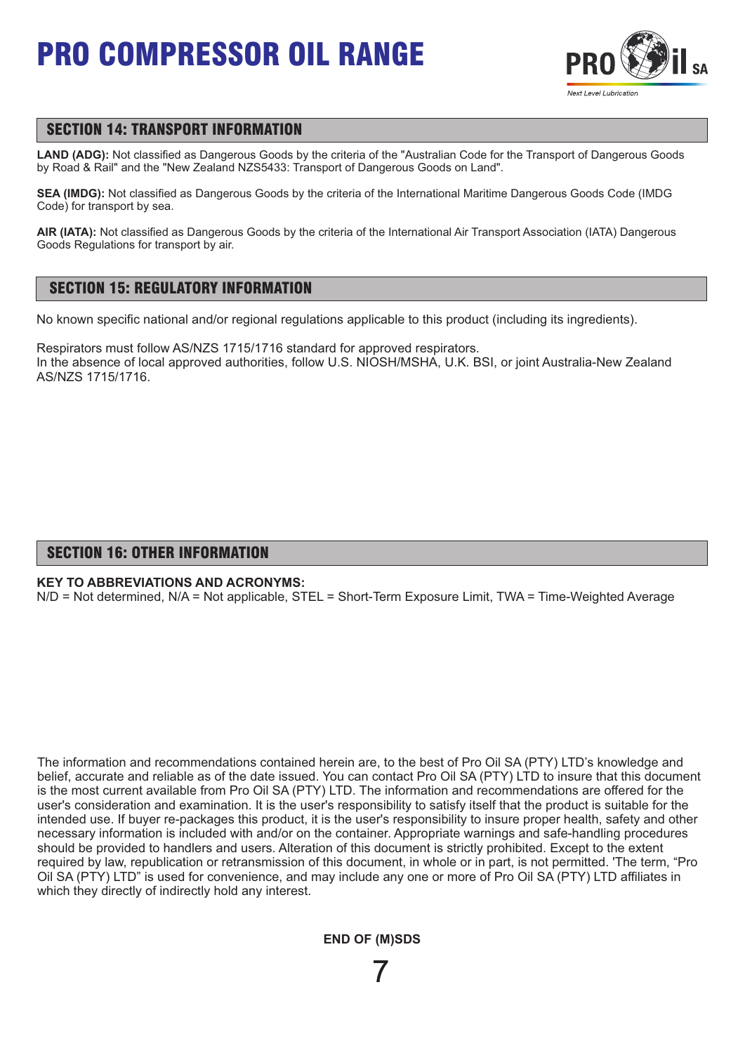# PRO COMPRESSOR OIL RANGE

## SECTION 14: TRANSPORT INFORMATION

**LAND (ADG):** Not classified as Dangerous Goods by the criteria of the "Australian Code for the Transport of Dangerous Goods by Road & Rail" and the "New Zealand NZS5433: Transport of Dangerous Goods on Land".

**SEA (IMDG):** Not classified as Dangerous Goods by the criteria of the International Maritime Dangerous Goods Code (IMDG Code) for transport by sea.

**AIR (IATA):** Not classified as Dangerous Goods by the criteria of the International Air Transport Association (IATA) Dangerous Goods Regulations for transport by air.

## SECTION 15: REGULATORY INFORMATION

No known specific national and/or regional regulations applicable to this product (including its ingredients).

Respirators must follow AS/NZS 1715/1716 standard for approved respirators.
In the absence of local approved authorities, follow U.S. NIOSH/MSHA, U.K. BSI, or joint Australia-New Zealand AS/NZS 1715/1716.

## SECTION 16: OTHER INFORMATION

**KEY TO ABBREVIATIONS AND ACRONYMS:**
N/D = Not determined, N/A = Not applicable, STEL = Short-Term Exposure Limit, TWA = Time-Weighted Average

The information and recommendations contained herein are, to the best of Pro Oil SA (PTY) LTD's knowledge and belief, accurate and reliable as of the date issued. You can contact Pro Oil SA (PTY) LTD to insure that this document is the most current available from Pro Oil SA (PTY) LTD. The information and recommendations are offered for the user's consideration and examination. It is the user's responsibility to satisfy itself that the product is suitable for the intended use. If buyer re-packages this product, it is the user's responsibility to insure proper health, safety and other necessary information is included with and/or on the container. Appropriate warnings and safe-handling procedures should be provided to handlers and users. Alteration of this document is strictly prohibited. Except to the extent required by law, republication or retransmission of this document, in whole or in part, is not permitted. 'The term, "Pro Oil SA (PTY) LTD" is used for convenience, and may include any one or more of Pro Oil SA (PTY) LTD affiliates in which they directly of indirectly hold any interest.

**END OF (M)SDS**